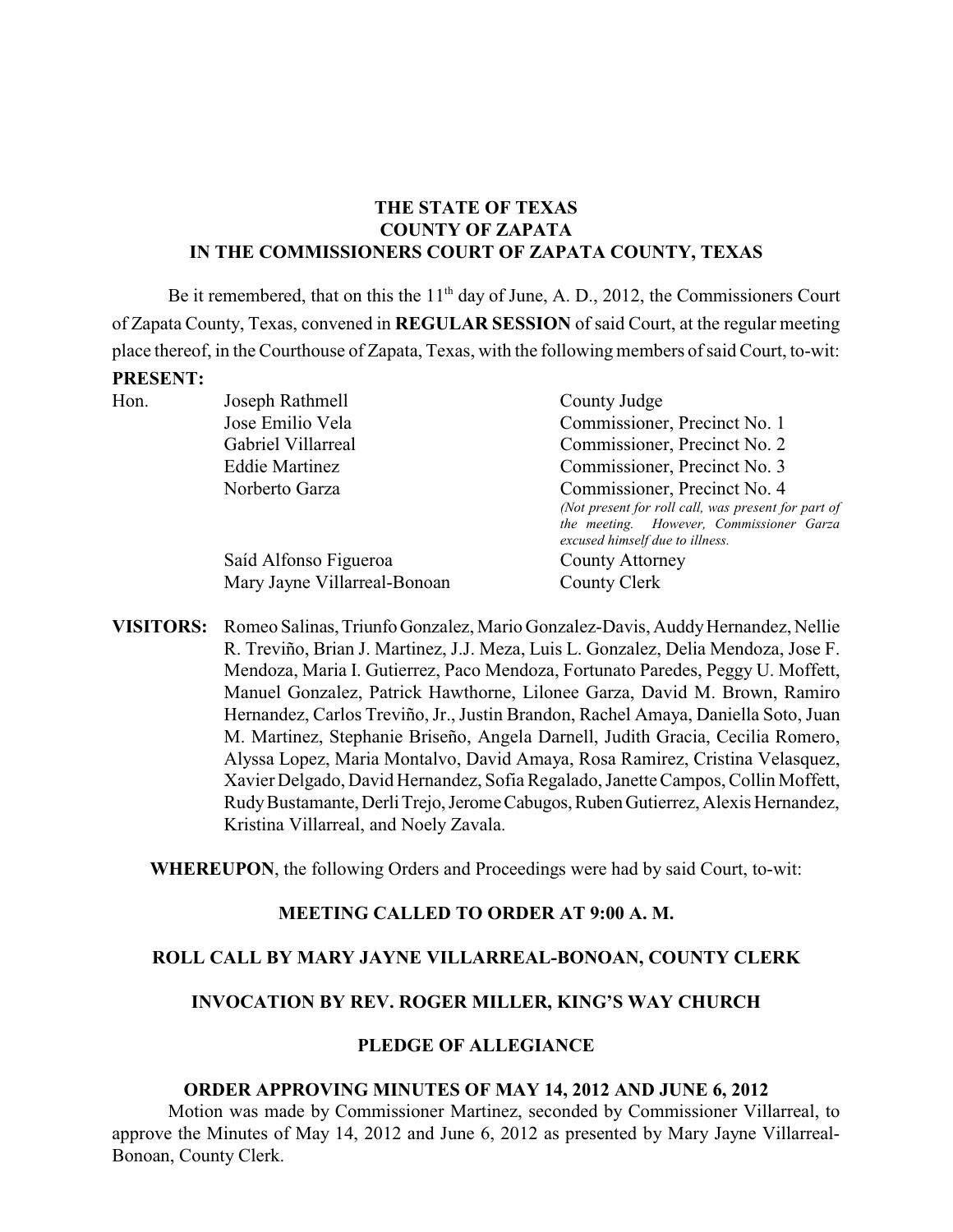**THE STATE OF TEXAS**
**COUNTY OF ZAPATA**
**IN THE COMMISSIONERS COURT OF ZAPATA COUNTY, TEXAS**

Be it remembered, that on this the 11th day of June, A. D., 2012, the Commissioners Court of Zapata County, Texas, convened in **REGULAR SESSION** of said Court, at the regular meeting place thereof, in the Courthouse of Zapata, Texas, with the following members of said Court, to-wit:

**PRESENT:**

| | | |
|---|---|---|
| Hon. | Joseph Rathmell | County Judge |
| | Jose Emilio Vela | Commissioner, Precinct No. 1 |
| | Gabriel Villarreal | Commissioner, Precinct No. 2 |
| | Eddie Martinez | Commissioner, Precinct No. 3 |
| | Norberto Garza | Commissioner, Precinct No. 4 *(Not present for roll call, was present for part of the meeting. However, Commissioner Garza excused himself due to illness.* |
| | Saíd Alfonso Figueroa | County Attorney |
| | Mary Jayne Villarreal-Bonoan | County Clerk |

**VISITORS:** Romeo Salinas, Triunfo Gonzalez, Mario Gonzalez-Davis, Auddy Hernandez, Nellie R. Treviño, Brian J. Martinez, J.J. Meza, Luis L. Gonzalez, Delia Mendoza, Jose F. Mendoza, Maria I. Gutierrez, Paco Mendoza, Fortunato Paredes, Peggy U. Moffett, Manuel Gonzalez, Patrick Hawthorne, Lilonee Garza, David M. Brown, Ramiro Hernandez, Carlos Treviño, Jr., Justin Brandon, Rachel Amaya, Daniella Soto, Juan M. Martinez, Stephanie Briseño, Angela Darnell, Judith Gracia, Cecilia Romero, Alyssa Lopez, Maria Montalvo, David Amaya, Rosa Ramirez, Cristina Velasquez, Xavier Delgado, David Hernandez, Sofia Regalado, Janette Campos, Collin Moffett, Rudy Bustamante, Derli Trejo, Jerome Cabugos, Ruben Gutierrez, Alexis Hernandez, Kristina Villarreal, and Noely Zavala.

**WHEREUPON**, the following Orders and Proceedings were had by said Court, to-wit:

**MEETING CALLED TO ORDER AT 9:00 A. M.**

**ROLL CALL BY MARY JAYNE VILLARREAL-BONOAN, COUNTY CLERK**

**INVOCATION BY REV. ROGER MILLER, KING'S WAY CHURCH**

**PLEDGE OF ALLEGIANCE**

**ORDER APPROVING MINUTES OF MAY 14, 2012 AND JUNE 6, 2012**

Motion was made by Commissioner Martinez, seconded by Commissioner Villarreal, to approve the Minutes of May 14, 2012 and June 6, 2012 as presented by Mary Jayne Villarreal-Bonoan, County Clerk.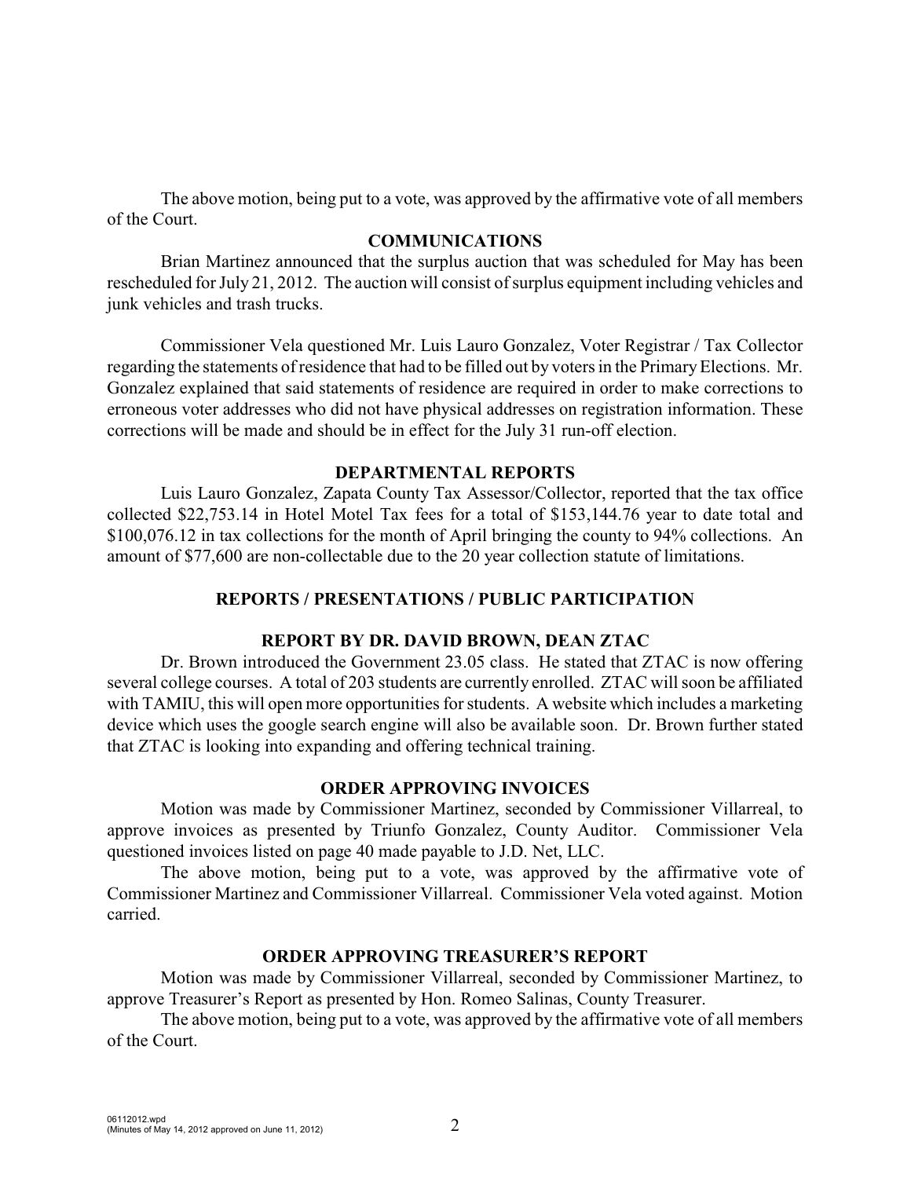The above motion, being put to a vote, was approved by the affirmative vote of all members of the Court.

## COMMUNICATIONS

Brian Martinez announced that the surplus auction that was scheduled for May has been rescheduled for July 21, 2012. The auction will consist of surplus equipment including vehicles and junk vehicles and trash trucks.

Commissioner Vela questioned Mr. Luis Lauro Gonzalez, Voter Registrar / Tax Collector regarding the statements of residence that had to be filled out by voters in the Primary Elections. Mr. Gonzalez explained that said statements of residence are required in order to make corrections to erroneous voter addresses who did not have physical addresses on registration information. These corrections will be made and should be in effect for the July 31 run-off election.

## DEPARTMENTAL REPORTS

Luis Lauro Gonzalez, Zapata County Tax Assessor/Collector, reported that the tax office collected $22,753.14 in Hotel Motel Tax fees for a total of $153,144.76 year to date total and $100,076.12 in tax collections for the month of April bringing the county to 94% collections. An amount of $77,600 are non-collectable due to the 20 year collection statute of limitations.

## REPORTS / PRESENTATIONS / PUBLIC PARTICIPATION

### REPORT BY DR. DAVID BROWN, DEAN ZTAC

Dr. Brown introduced the Government 23.05 class. He stated that ZTAC is now offering several college courses. A total of 203 students are currently enrolled. ZTAC will soon be affiliated with TAMIU, this will open more opportunities for students. A website which includes a marketing device which uses the google search engine will also be available soon. Dr. Brown further stated that ZTAC is looking into expanding and offering technical training.

## ORDER APPROVING INVOICES

Motion was made by Commissioner Martinez, seconded by Commissioner Villarreal, to approve invoices as presented by Triunfo Gonzalez, County Auditor. Commissioner Vela questioned invoices listed on page 40 made payable to J.D. Net, LLC.

The above motion, being put to a vote, was approved by the affirmative vote of Commissioner Martinez and Commissioner Villarreal. Commissioner Vela voted against. Motion carried.

## ORDER APPROVING TREASURER'S REPORT

Motion was made by Commissioner Villarreal, seconded by Commissioner Martinez, to approve Treasurer's Report as presented by Hon. Romeo Salinas, County Treasurer.

The above motion, being put to a vote, was approved by the affirmative vote of all members of the Court.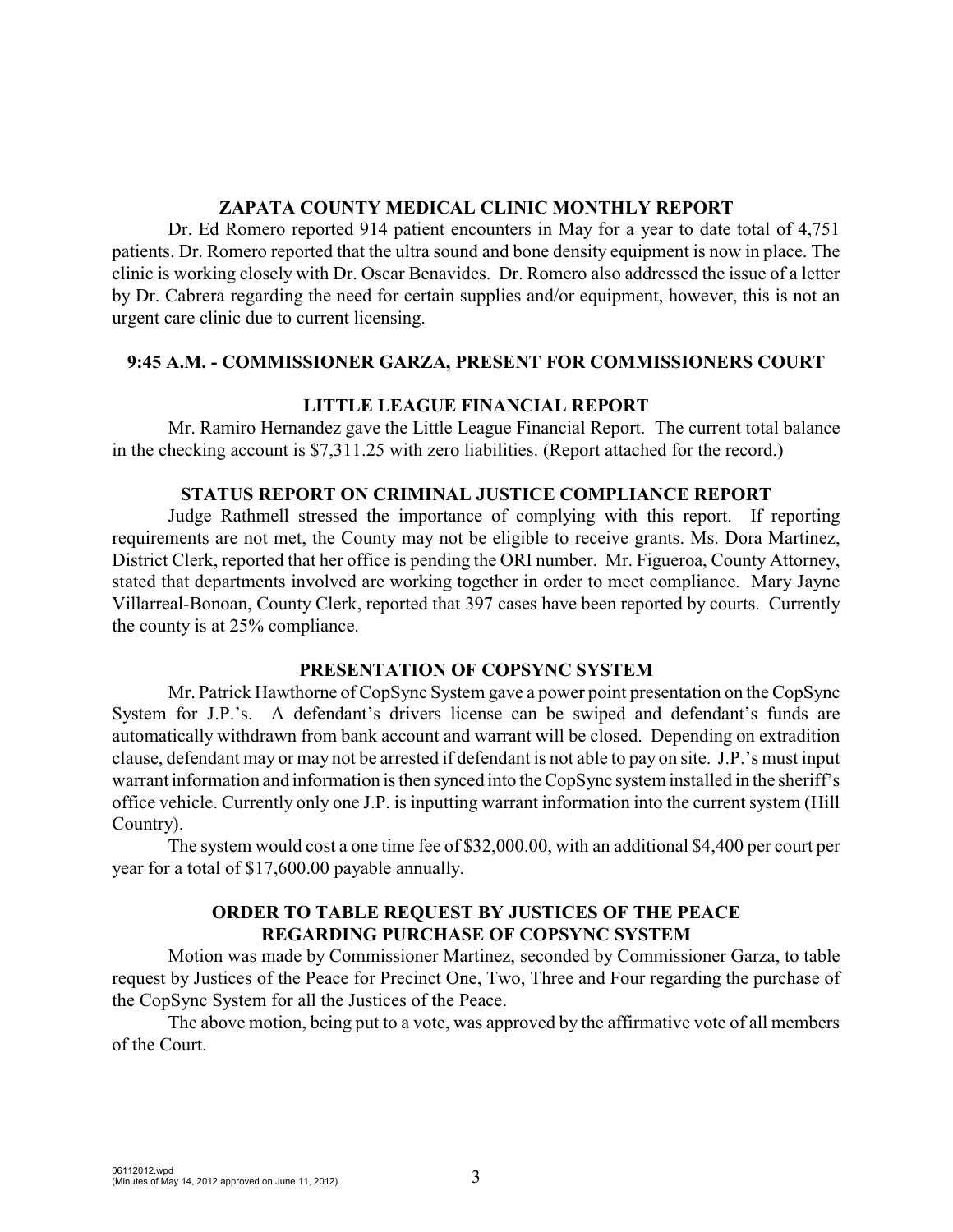## ZAPATA COUNTY MEDICAL CLINIC MONTHLY REPORT

Dr. Ed Romero reported 914 patient encounters in May for a year to date total of 4,751 patients. Dr. Romero reported that the ultra sound and bone density equipment is now in place. The clinic is working closely with Dr. Oscar Benavides. Dr. Romero also addressed the issue of a letter by Dr. Cabrera regarding the need for certain supplies and/or equipment, however, this is not an urgent care clinic due to current licensing.

## 9:45 A.M. - COMMISSIONER GARZA, PRESENT FOR COMMISSIONERS COURT

## LITTLE LEAGUE FINANCIAL REPORT

Mr. Ramiro Hernandez gave the Little League Financial Report. The current total balance in the checking account is $7,311.25 with zero liabilities. (Report attached for the record.)

## STATUS REPORT ON CRIMINAL JUSTICE COMPLIANCE REPORT

Judge Rathmell stressed the importance of complying with this report. If reporting requirements are not met, the County may not be eligible to receive grants. Ms. Dora Martinez, District Clerk, reported that her office is pending the ORI number. Mr. Figueroa, County Attorney, stated that departments involved are working together in order to meet compliance. Mary Jayne Villarreal-Bonoan, County Clerk, reported that 397 cases have been reported by courts. Currently the county is at 25% compliance.

## PRESENTATION OF COPSYNC SYSTEM

Mr. Patrick Hawthorne of CopSync System gave a power point presentation on the CopSync System for J.P.'s. A defendant's drivers license can be swiped and defendant's funds are automatically withdrawn from bank account and warrant will be closed. Depending on extradition clause, defendant may or may not be arrested if defendant is not able to pay on site. J.P.'s must input warrant information and information is then synced into the CopSync system installed in the sheriff's office vehicle. Currently only one J.P. is inputting warrant information into the current system (Hill Country).

The system would cost a one time fee of $32,000.00, with an additional $4,400 per court per year for a total of $17,600.00 payable annually.

## ORDER TO TABLE REQUEST BY JUSTICES OF THE PEACE REGARDING PURCHASE OF COPSYNC SYSTEM

Motion was made by Commissioner Martinez, seconded by Commissioner Garza, to table request by Justices of the Peace for Precinct One, Two, Three and Four regarding the purchase of the CopSync System for all the Justices of the Peace.

The above motion, being put to a vote, was approved by the affirmative vote of all members of the Court.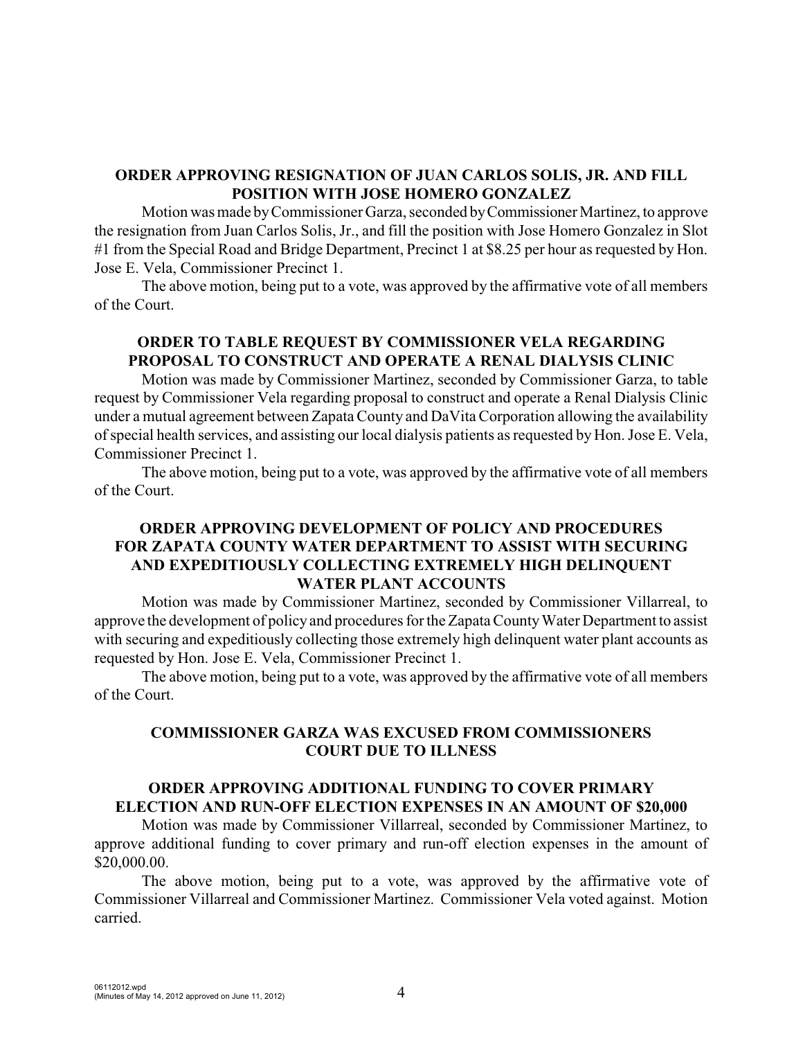### ORDER APPROVING RESIGNATION OF JUAN CARLOS SOLIS, JR. AND FILL POSITION WITH JOSE HOMERO GONZALEZ

Motion was made by Commissioner Garza, seconded by Commissioner Martinez, to approve the resignation from Juan Carlos Solis, Jr., and fill the position with Jose Homero Gonzalez in Slot #1 from the Special Road and Bridge Department, Precinct 1 at $8.25 per hour as requested by Hon. Jose E. Vela, Commissioner Precinct 1.

The above motion, being put to a vote, was approved by the affirmative vote of all members of the Court.

### ORDER TO TABLE REQUEST BY COMMISSIONER VELA REGARDING PROPOSAL TO CONSTRUCT AND OPERATE A RENAL DIALYSIS CLINIC

Motion was made by Commissioner Martinez, seconded by Commissioner Garza, to table request by Commissioner Vela regarding proposal to construct and operate a Renal Dialysis Clinic under a mutual agreement between Zapata County and DaVita Corporation allowing the availability of special health services, and assisting our local dialysis patients as requested by Hon. Jose E. Vela, Commissioner Precinct 1.

The above motion, being put to a vote, was approved by the affirmative vote of all members of the Court.

### ORDER APPROVING DEVELOPMENT OF POLICY AND PROCEDURES FOR ZAPATA COUNTY WATER DEPARTMENT TO ASSIST WITH SECURING AND EXPEDITIOUSLY COLLECTING EXTREMELY HIGH DELINQUENT WATER PLANT ACCOUNTS

Motion was made by Commissioner Martinez, seconded by Commissioner Villarreal, to approve the development of policy and procedures for the Zapata County Water Department to assist with securing and expeditiously collecting those extremely high delinquent water plant accounts as requested by Hon. Jose E. Vela, Commissioner Precinct 1.

The above motion, being put to a vote, was approved by the affirmative vote of all members of the Court.

### COMMISSIONER GARZA WAS EXCUSED FROM COMMISSIONERS COURT DUE TO ILLNESS

### ORDER APPROVING ADDITIONAL FUNDING TO COVER PRIMARY ELECTION AND RUN-OFF ELECTION EXPENSES IN AN AMOUNT OF $20,000

Motion was made by Commissioner Villarreal, seconded by Commissioner Martinez, to approve additional funding to cover primary and run-off election expenses in the amount of $20,000.00.

The above motion, being put to a vote, was approved by the affirmative vote of Commissioner Villarreal and Commissioner Martinez. Commissioner Vela voted against. Motion carried.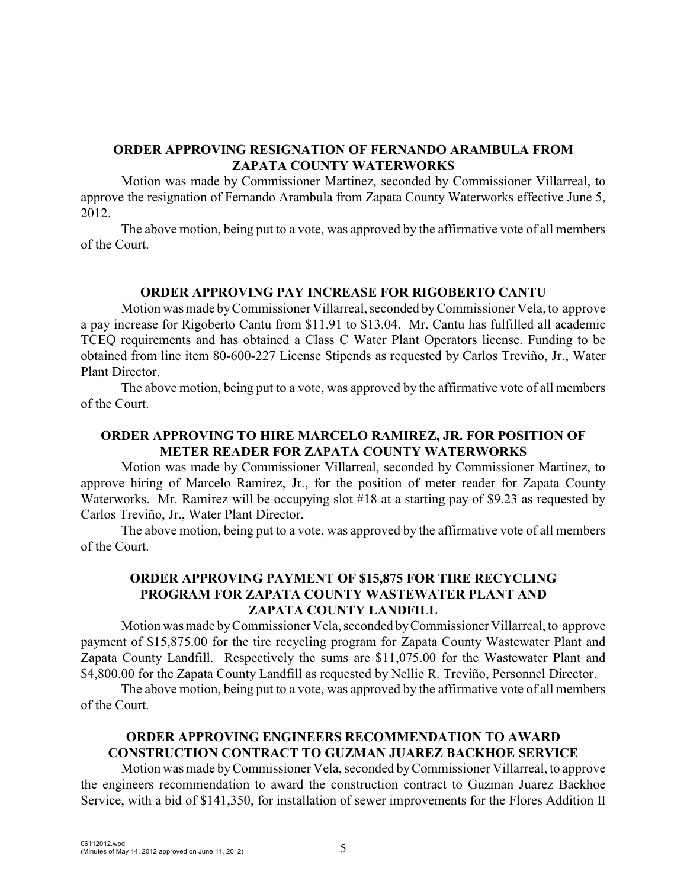**ORDER APPROVING RESIGNATION OF FERNANDO ARAMBULA FROM ZAPATA COUNTY WATERWORKS**

Motion was made by Commissioner Martinez, seconded by Commissioner Villarreal, to approve the resignation of Fernando Arambula from Zapata County Waterworks effective June 5, 2012.

The above motion, being put to a vote, was approved by the affirmative vote of all members of the Court.

**ORDER APPROVING PAY INCREASE FOR RIGOBERTO CANTU**

Motion was made by Commissioner Villarreal, seconded by Commissioner Vela, to approve a pay increase for Rigoberto Cantu from $11.91 to $13.04. Mr. Cantu has fulfilled all academic TCEQ requirements and has obtained a Class C Water Plant Operators license. Funding to be obtained from line item 80-600-227 License Stipends as requested by Carlos Treviño, Jr., Water Plant Director.

The above motion, being put to a vote, was approved by the affirmative vote of all members of the Court.

**ORDER APPROVING TO HIRE MARCELO RAMIREZ, JR. FOR POSITION OF METER READER FOR ZAPATA COUNTY WATERWORKS**

Motion was made by Commissioner Villarreal, seconded by Commissioner Martinez, to approve hiring of Marcelo Ramirez, Jr., for the position of meter reader for Zapata County Waterworks. Mr. Ramirez will be occupying slot #18 at a starting pay of $9.23 as requested by Carlos Treviño, Jr., Water Plant Director.

The above motion, being put to a vote, was approved by the affirmative vote of all members of the Court.

**ORDER APPROVING PAYMENT OF $15,875 FOR TIRE RECYCLING PROGRAM FOR ZAPATA COUNTY WASTEWATER PLANT AND ZAPATA COUNTY LANDFILL**

Motion was made by Commissioner Vela, seconded by Commissioner Villarreal, to approve payment of $15,875.00 for the tire recycling program for Zapata County Wastewater Plant and Zapata County Landfill. Respectively the sums are $11,075.00 for the Wastewater Plant and $4,800.00 for the Zapata County Landfill as requested by Nellie R. Treviño, Personnel Director.

The above motion, being put to a vote, was approved by the affirmative vote of all members of the Court.

**ORDER APPROVING ENGINEERS RECOMMENDATION TO AWARD CONSTRUCTION CONTRACT TO GUZMAN JUAREZ BACKHOE SERVICE**

Motion was made by Commissioner Vela, seconded by Commissioner Villarreal, to approve the engineers recommendation to award the construction contract to Guzman Juarez Backhoe Service, with a bid of $141,350, for installation of sewer improvements for the Flores Addition II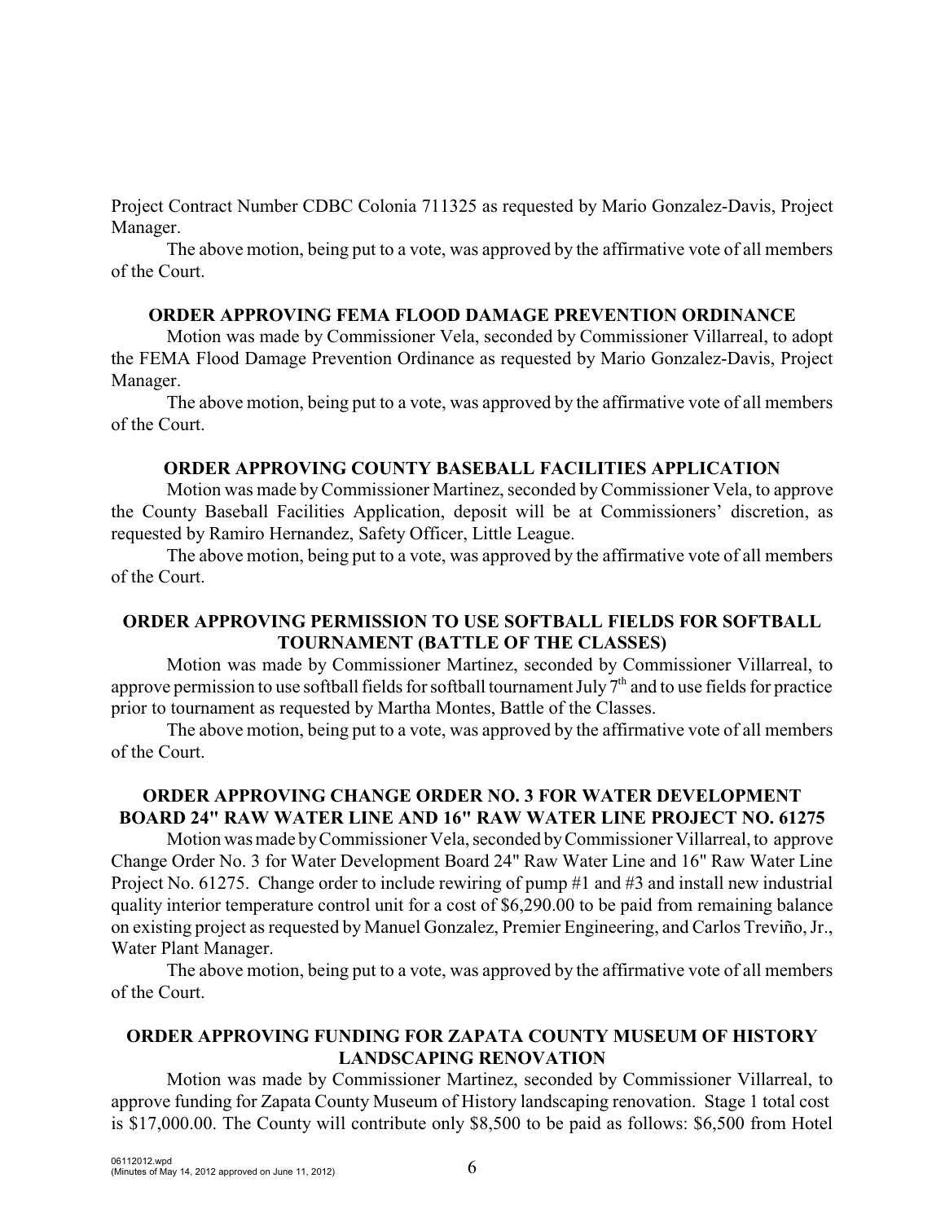Project Contract Number CDBC Colonia 711325 as requested by Mario Gonzalez-Davis, Project Manager.

The above motion, being put to a vote, was approved by the affirmative vote of all members of the Court.

### ORDER APPROVING FEMA FLOOD DAMAGE PREVENTION ORDINANCE

Motion was made by Commissioner Vela, seconded by Commissioner Villarreal, to adopt the FEMA Flood Damage Prevention Ordinance as requested by Mario Gonzalez-Davis, Project Manager.

The above motion, being put to a vote, was approved by the affirmative vote of all members of the Court.

### ORDER APPROVING COUNTY BASEBALL FACILITIES APPLICATION

Motion was made by Commissioner Martinez, seconded by Commissioner Vela, to approve the County Baseball Facilities Application, deposit will be at Commissioners' discretion, as requested by Ramiro Hernandez, Safety Officer, Little League.

The above motion, being put to a vote, was approved by the affirmative vote of all members of the Court.

### ORDER APPROVING PERMISSION TO USE SOFTBALL FIELDS FOR SOFTBALL TOURNAMENT (BATTLE OF THE CLASSES)

Motion was made by Commissioner Martinez, seconded by Commissioner Villarreal, to approve permission to use softball fields for softball tournament July 7th and to use fields for practice prior to tournament as requested by Martha Montes, Battle of the Classes.

The above motion, being put to a vote, was approved by the affirmative vote of all members of the Court.

### ORDER APPROVING CHANGE ORDER NO. 3 FOR WATER DEVELOPMENT BOARD 24" RAW WATER LINE AND 16" RAW WATER LINE PROJECT NO. 61275

Motion was made by Commissioner Vela, seconded by Commissioner Villarreal, to approve Change Order No. 3 for Water Development Board 24" Raw Water Line and 16" Raw Water Line Project No. 61275. Change order to include rewiring of pump #1 and #3 and install new industrial quality interior temperature control unit for a cost of $6,290.00 to be paid from remaining balance on existing project as requested by Manuel Gonzalez, Premier Engineering, and Carlos Treviño, Jr., Water Plant Manager.

The above motion, being put to a vote, was approved by the affirmative vote of all members of the Court.

### ORDER APPROVING FUNDING FOR ZAPATA COUNTY MUSEUM OF HISTORY LANDSCAPING RENOVATION

Motion was made by Commissioner Martinez, seconded by Commissioner Villarreal, to approve funding for Zapata County Museum of History landscaping renovation. Stage 1 total cost is $17,000.00. The County will contribute only $8,500 to be paid as follows: $6,500 from Hotel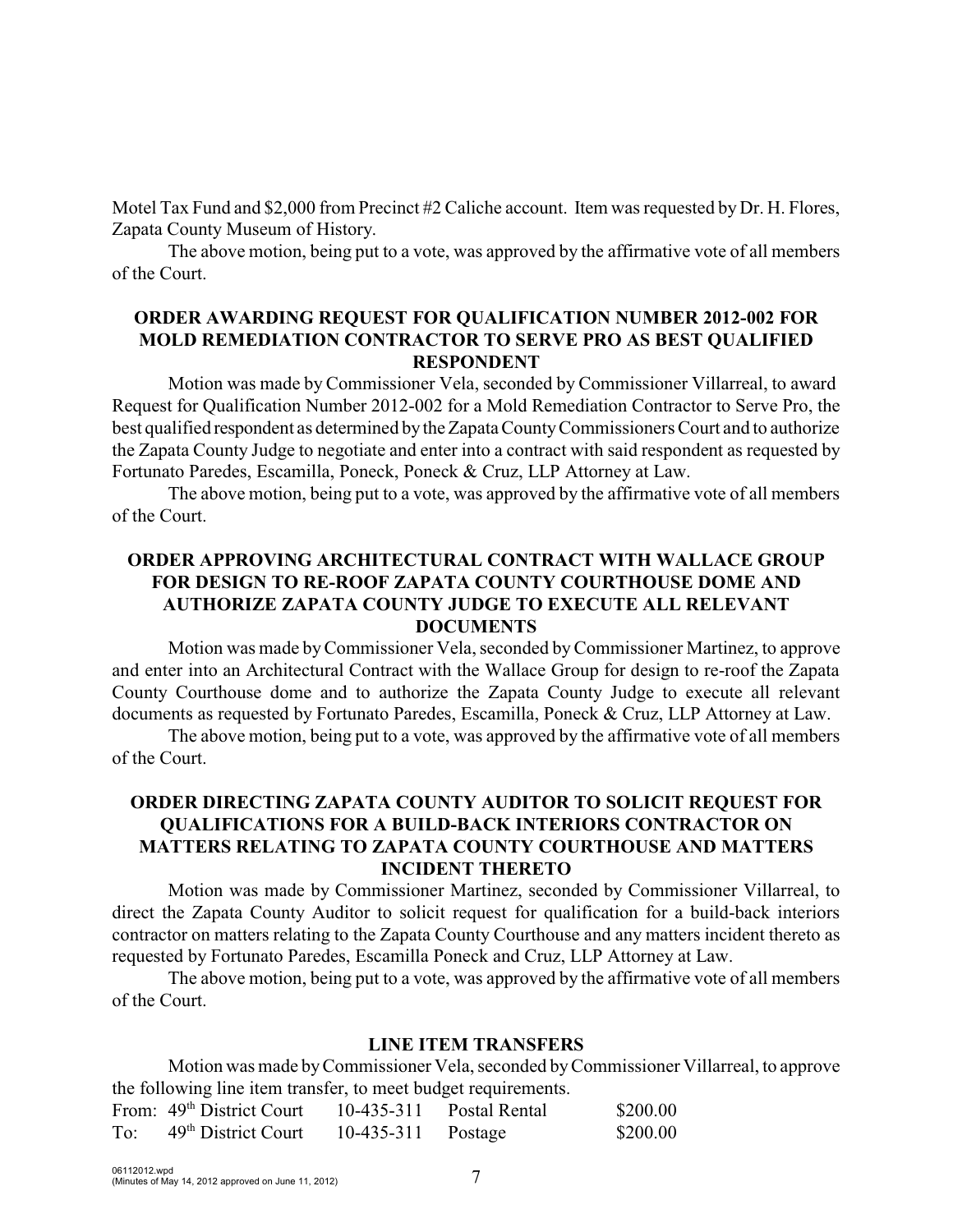Motel Tax Fund and $2,000 from Precinct #2 Caliche account. Item was requested by Dr. H. Flores, Zapata County Museum of History.

The above motion, being put to a vote, was approved by the affirmative vote of all members of the Court.

**ORDER AWARDING REQUEST FOR QUALIFICATION NUMBER 2012-002 FOR MOLD REMEDIATION CONTRACTOR TO SERVE PRO AS BEST QUALIFIED RESPONDENT**

Motion was made by Commissioner Vela, seconded by Commissioner Villarreal, to award Request for Qualification Number 2012-002 for a Mold Remediation Contractor to Serve Pro, the best qualified respondent as determined by the Zapata County Commissioners Court and to authorize the Zapata County Judge to negotiate and enter into a contract with said respondent as requested by Fortunato Paredes, Escamilla, Poneck, Poneck & Cruz, LLP Attorney at Law.

The above motion, being put to a vote, was approved by the affirmative vote of all members of the Court.

**ORDER APPROVING ARCHITECTURAL CONTRACT WITH WALLACE GROUP FOR DESIGN TO RE-ROOF ZAPATA COUNTY COURTHOUSE DOME AND AUTHORIZE ZAPATA COUNTY JUDGE TO EXECUTE ALL RELEVANT DOCUMENTS**

Motion was made by Commissioner Vela, seconded by Commissioner Martinez, to approve and enter into an Architectural Contract with the Wallace Group for design to re-roof the Zapata County Courthouse dome and to authorize the Zapata County Judge to execute all relevant documents as requested by Fortunato Paredes, Escamilla, Poneck & Cruz, LLP Attorney at Law.

The above motion, being put to a vote, was approved by the affirmative vote of all members of the Court.

**ORDER DIRECTING ZAPATA COUNTY AUDITOR TO SOLICIT REQUEST FOR QUALIFICATIONS FOR A BUILD-BACK INTERIORS CONTRACTOR ON MATTERS RELATING TO ZAPATA COUNTY COURTHOUSE AND MATTERS INCIDENT THERETO**

Motion was made by Commissioner Martinez, seconded by Commissioner Villarreal, to direct the Zapata County Auditor to solicit request for qualification for a build-back interiors contractor on matters relating to the Zapata County Courthouse and any matters incident thereto as requested by Fortunato Paredes, Escamilla Poneck and Cruz, LLP Attorney at Law.

The above motion, being put to a vote, was approved by the affirmative vote of all members of the Court.

**LINE ITEM TRANSFERS**

Motion was made by Commissioner Vela, seconded by Commissioner Villarreal, to approve the following line item transfer, to meet budget requirements.

| | | | | |
|---|---|---|---|---|
| From: | 49th District Court | 10-435-311 | Postal Rental | $200.00 |
| To: | 49th District Court | 10-435-311 | Postage | $200.00 |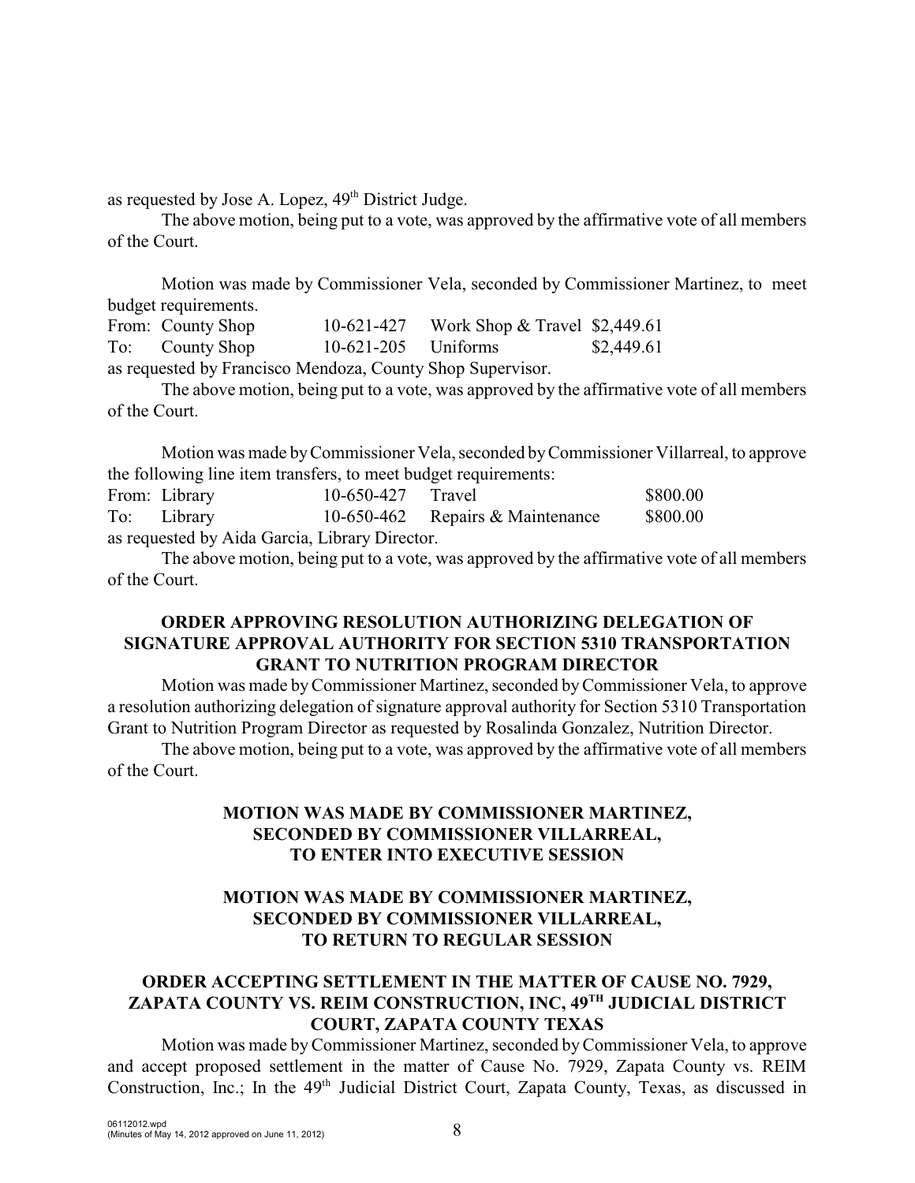as requested by Jose A. Lopez, 49th District Judge.

The above motion, being put to a vote, was approved by the affirmative vote of all members of the Court.

Motion was made by Commissioner Vela, seconded by Commissioner Martinez, to meet budget requirements.

| | | | | |
|---|---|---|---|---|
| From: | County Shop | 10-621-427 | Work Shop & Travel | $2,449.61 |
| To: | County Shop | 10-621-205 | Uniforms | $2,449.61 |

as requested by Francisco Mendoza, County Shop Supervisor.

The above motion, being put to a vote, was approved by the affirmative vote of all members of the Court.

Motion was made by Commissioner Vela, seconded by Commissioner Villarreal, to approve the following line item transfers, to meet budget requirements:

| | | | | |
|---|---|---|---|---|
| From: | Library | 10-650-427 | Travel | $800.00 |
| To: | Library | 10-650-462 | Repairs & Maintenance | $800.00 |

as requested by Aida Garcia, Library Director.

The above motion, being put to a vote, was approved by the affirmative vote of all members of the Court.

**ORDER APPROVING RESOLUTION AUTHORIZING DELEGATION OF SIGNATURE APPROVAL AUTHORITY FOR SECTION 5310 TRANSPORTATION GRANT TO NUTRITION PROGRAM DIRECTOR**

Motion was made by Commissioner Martinez, seconded by Commissioner Vela, to approve a resolution authorizing delegation of signature approval authority for Section 5310 Transportation Grant to Nutrition Program Director as requested by Rosalinda Gonzalez, Nutrition Director.

The above motion, being put to a vote, was approved by the affirmative vote of all members of the Court.

**MOTION WAS MADE BY COMMISSIONER MARTINEZ, SECONDED BY COMMISSIONER VILLARREAL, TO ENTER INTO EXECUTIVE SESSION**

**MOTION WAS MADE BY COMMISSIONER MARTINEZ, SECONDED BY COMMISSIONER VILLARREAL, TO RETURN TO REGULAR SESSION**

**ORDER ACCEPTING SETTLEMENT IN THE MATTER OF CAUSE NO. 7929, ZAPATA COUNTY VS. REIM CONSTRUCTION, INC, 49TH JUDICIAL DISTRICT COURT, ZAPATA COUNTY TEXAS**

Motion was made by Commissioner Martinez, seconded by Commissioner Vela, to approve and accept proposed settlement in the matter of Cause No. 7929, Zapata County vs. REIM Construction, Inc.; In the 49th Judicial District Court, Zapata County, Texas, as discussed in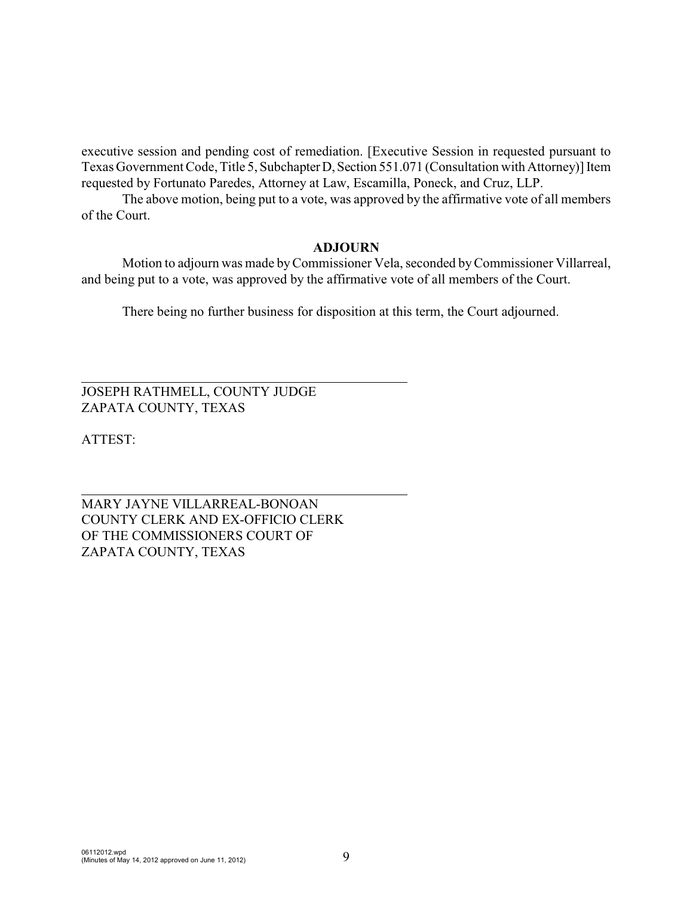executive session and pending cost of remediation. [Executive Session in requested pursuant to Texas Government Code, Title 5, Subchapter D, Section 551.071 (Consultation with Attorney)] Item requested by Fortunato Paredes, Attorney at Law, Escamilla, Poneck, and Cruz, LLP.

The above motion, being put to a vote, was approved by the affirmative vote of all members of the Court.

**ADJOURN**

Motion to adjourn was made by Commissioner Vela, seconded by Commissioner Villarreal, and being put to a vote, was approved by the affirmative vote of all members of the Court.

There being no further business for disposition at this term, the Court adjourned.

\_\_\_\_\_\_\_\_\_\_\_\_\_\_\_\_\_\_\_\_\_\_\_\_\_\_\_\_\_\_\_\_\_\_\_\_\_\_\_\_\_\_\_\_

JOSEPH RATHMELL, COUNTY JUDGE
ZAPATA COUNTY, TEXAS

ATTEST:

\_\_\_\_\_\_\_\_\_\_\_\_\_\_\_\_\_\_\_\_\_\_\_\_\_\_\_\_\_\_\_\_\_\_\_\_\_\_\_\_\_\_\_\_

MARY JAYNE VILLARREAL-BONOAN
COUNTY CLERK AND EX-OFFICIO CLERK
OF THE COMMISSIONERS COURT OF
ZAPATA COUNTY, TEXAS

06112012.wpd
(Minutes of May 14, 2012 approved on June 11, 2012)